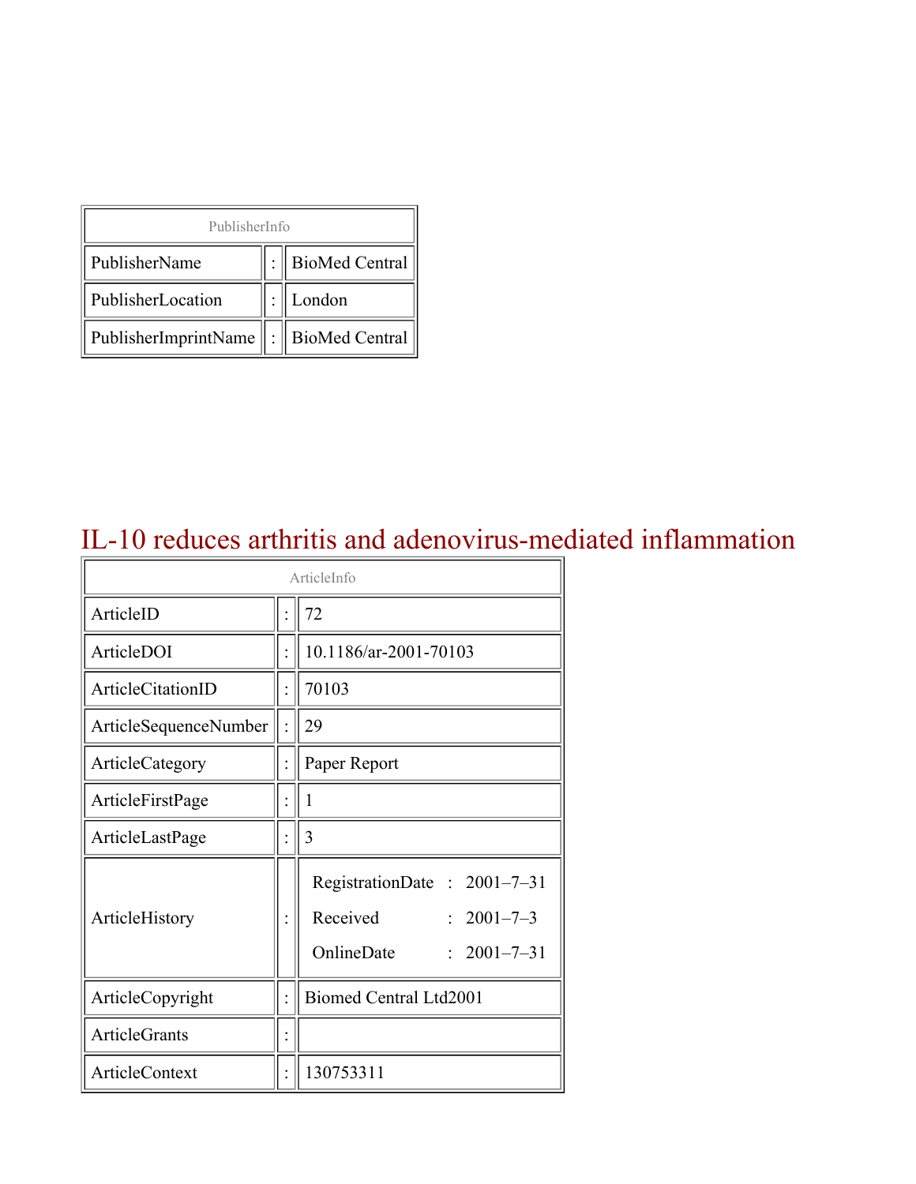| PublisherInfo | | |
|---|---|---|
| PublisherName | : | BioMed Central |
| PublisherLocation | : | London |
| PublisherImprintName | : | BioMed Central |

# IL-10 reduces arthritis and adenovirus-mediated inflammation

| ArticleInfo | | |
|---|---|---|
| ArticleID | : | 72 |
| ArticleDOI | : | 10.1186/ar-2001-70103 |
| ArticleCitationID | : | 70103 |
| ArticleSequenceNumber | : | 29 |
| ArticleCategory | : | Paper Report |
| ArticleFirstPage | : | 1 |
| ArticleLastPage | : | 3 |
| ArticleHistory | : | RegistrationDate : 2001–7–31<br>Received : 2001–7–3<br>OnlineDate : 2001–7–31 |
| ArticleCopyright | : | Biomed Central Ltd2001 |
| ArticleGrants | : | |
| ArticleContext | : | 130753311 |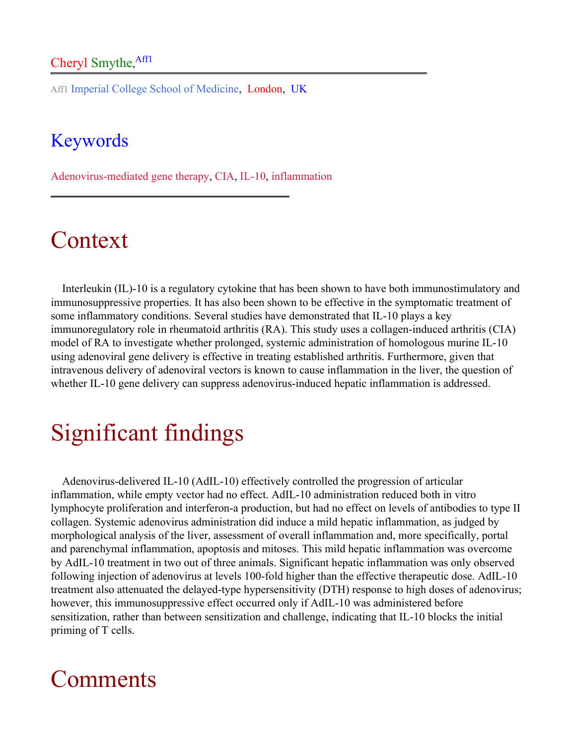Cheryl Smythe,[Aff1]

Aff1 Imperial College School of Medicine, London, UK

## Keywords

Adenovirus-mediated gene therapy, CIA, IL-10, inflammation

# Context

Interleukin (IL)-10 is a regulatory cytokine that has been shown to have both immunostimulatory and immunosuppressive properties. It has also been shown to be effective in the symptomatic treatment of some inflammatory conditions. Several studies have demonstrated that IL-10 plays a key immunoregulatory role in rheumatoid arthritis (RA). This study uses a collagen-induced arthritis (CIA) model of RA to investigate whether prolonged, systemic administration of homologous murine IL-10 using adenoviral gene delivery is effective in treating established arthritis. Furthermore, given that intravenous delivery of adenoviral vectors is known to cause inflammation in the liver, the question of whether IL-10 gene delivery can suppress adenovirus-induced hepatic inflammation is addressed.

# Significant findings

Adenovirus-delivered IL-10 (AdIL-10) effectively controlled the progression of articular inflammation, while empty vector had no effect. AdIL-10 administration reduced both in vitro lymphocyte proliferation and interferon-a production, but had no effect on levels of antibodies to type II collagen. Systemic adenovirus administration did induce a mild hepatic inflammation, as judged by morphological analysis of the liver, assessment of overall inflammation and, more specifically, portal and parenchymal inflammation, apoptosis and mitoses. This mild hepatic inflammation was overcome by AdIL-10 treatment in two out of three animals. Significant hepatic inflammation was only observed following injection of adenovirus at levels 100-fold higher than the effective therapeutic dose. AdIL-10 treatment also attenuated the delayed-type hypersensitivity (DTH) response to high doses of adenovirus; however, this immunosuppressive effect occurred only if AdIL-10 was administered before sensitization, rather than between sensitization and challenge, indicating that IL-10 blocks the initial priming of T cells.

# Comments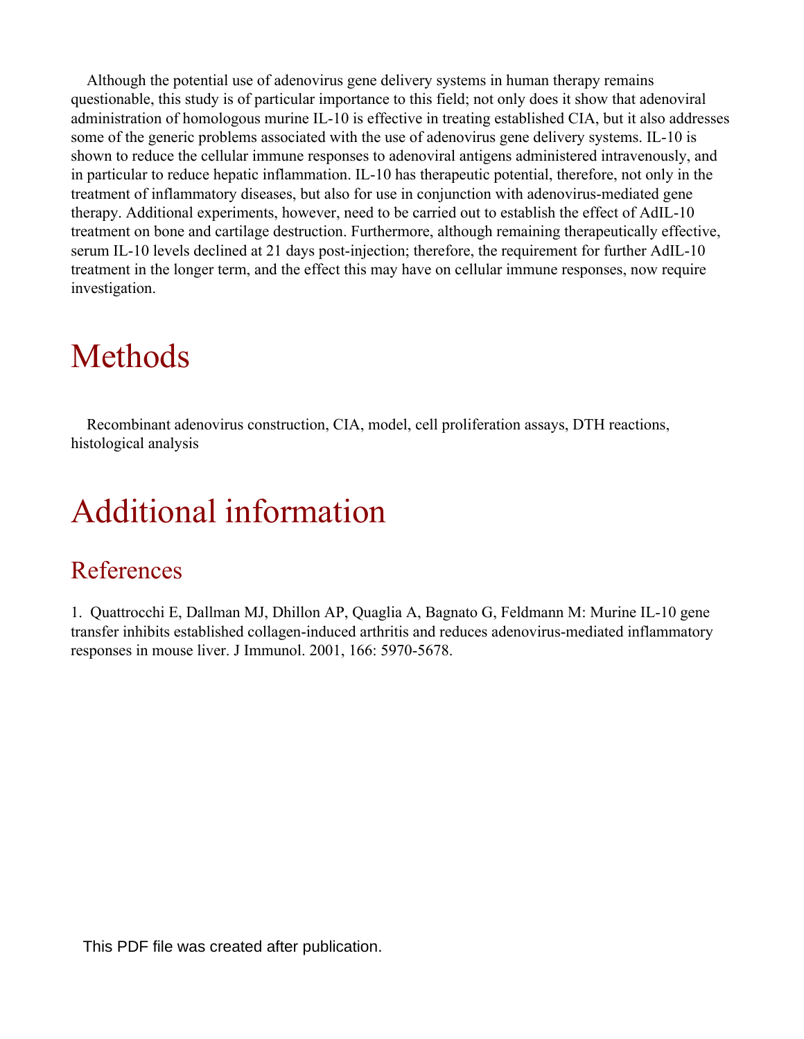Although the potential use of adenovirus gene delivery systems in human therapy remains questionable, this study is of particular importance to this field; not only does it show that adenoviral administration of homologous murine IL-10 is effective in treating established CIA, but it also addresses some of the generic problems associated with the use of adenovirus gene delivery systems. IL-10 is shown to reduce the cellular immune responses to adenoviral antigens administered intravenously, and in particular to reduce hepatic inflammation. IL-10 has therapeutic potential, therefore, not only in the treatment of inflammatory diseases, but also for use in conjunction with adenovirus-mediated gene therapy. Additional experiments, however, need to be carried out to establish the effect of AdIL-10 treatment on bone and cartilage destruction. Furthermore, although remaining therapeutically effective, serum IL-10 levels declined at 21 days post-injection; therefore, the requirement for further AdIL-10 treatment in the longer term, and the effect this may have on cellular immune responses, now require investigation.

# Methods

Recombinant adenovirus construction, CIA, model, cell proliferation assays, DTH reactions, histological analysis

# Additional information

## References

1. Quattrocchi E, Dallman MJ, Dhillon AP, Quaglia A, Bagnato G, Feldmann M: Murine IL-10 gene transfer inhibits established collagen-induced arthritis and reduces adenovirus-mediated inflammatory responses in mouse liver. J Immunol. 2001, 166: 5970-5678.

This PDF file was created after publication.